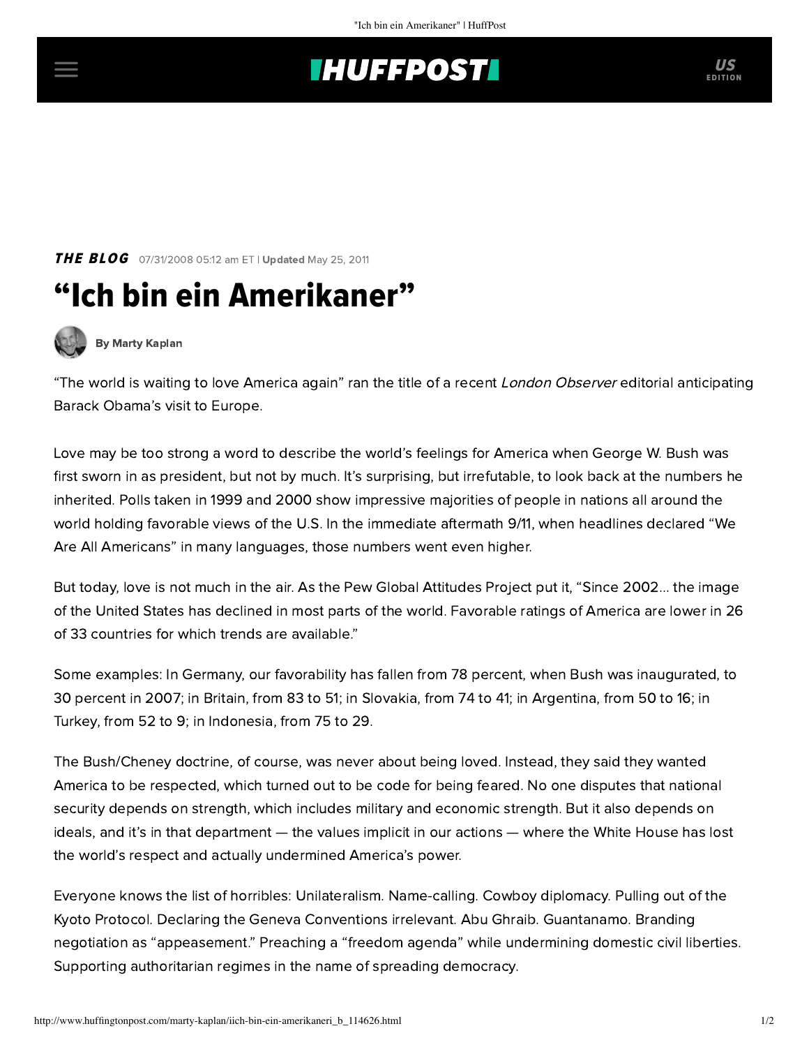**THE BLOG** 07/31/2008 05:12 am ET | **Updated** May 25, 2011

# "Ich bin ein Amerikaner"

By Marty Kaplan

"The world is waiting to love America again" ran the title of a recent *London Observer* editorial anticipating Barack Obama's visit to Europe.

Love may be too strong a word to describe the world's feelings for America when George W. Bush was first sworn in as president, but not by much. It's surprising, but irrefutable, to look back at the numbers he inherited. Polls taken in 1999 and 2000 show impressive majorities of people in nations all around the world holding favorable views of the U.S. In the immediate aftermath 9/11, when headlines declared "We Are All Americans" in many languages, those numbers went even higher.

But today, love is not much in the air. As the Pew Global Attitudes Project put it, "Since 2002... the image of the United States has declined in most parts of the world. Favorable ratings of America are lower in 26 of 33 countries for which trends are available."

Some examples: In Germany, our favorability has fallen from 78 percent, when Bush was inaugurated, to 30 percent in 2007; in Britain, from 83 to 51; in Slovakia, from 74 to 41; in Argentina, from 50 to 16; in Turkey, from 52 to 9; in Indonesia, from 75 to 29.

The Bush/Cheney doctrine, of course, was never about being loved. Instead, they said they wanted America to be respected, which turned out to be code for being feared. No one disputes that national security depends on strength, which includes military and economic strength. But it also depends on ideals, and it's in that department — the values implicit in our actions — where the White House has lost the world's respect and actually undermined America's power.

Everyone knows the list of horribles: Unilateralism. Name-calling. Cowboy diplomacy. Pulling out of the Kyoto Protocol. Declaring the Geneva Conventions irrelevant. Abu Ghraib. Guantanamo. Branding negotiation as "appeasement." Preaching a "freedom agenda" while undermining domestic civil liberties. Supporting authoritarian regimes in the name of spreading democracy.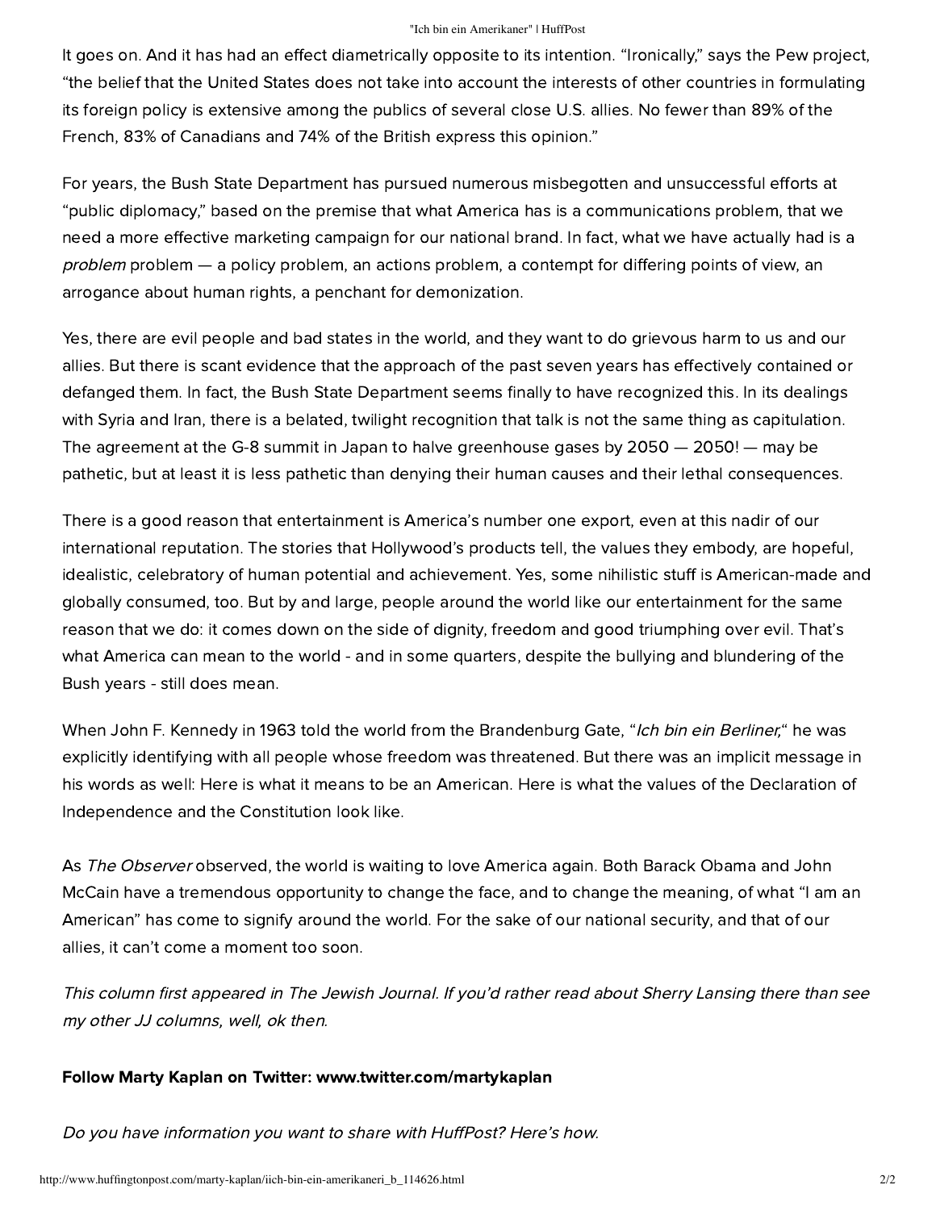It goes on. And it has had an effect diametrically opposite to its intention. “Ironically,” says the Pew project, “the belief that the United States does not take into account the interests of other countries in formulating its foreign policy is extensive among the publics of several close U.S. allies. No fewer than 89% of the French, 83% of Canadians and 74% of the British express this opinion.”

For years, the Bush State Department has pursued numerous misbegotten and unsuccessful efforts at “public diplomacy,” based on the premise that what America has is a communications problem, that we need a more effective marketing campaign for our national brand. In fact, what we have actually had is a *problem* problem — a policy problem, an actions problem, a contempt for differing points of view, an arrogance about human rights, a penchant for demonization.

Yes, there are evil people and bad states in the world, and they want to do grievous harm to us and our allies. But there is scant evidence that the approach of the past seven years has effectively contained or defanged them. In fact, the Bush State Department seems finally to have recognized this. In its dealings with Syria and Iran, there is a belated, twilight recognition that talk is not the same thing as capitulation. The agreement at the G-8 summit in Japan to halve greenhouse gases by 2050 — 2050! — may be pathetic, but at least it is less pathetic than denying their human causes and their lethal consequences.

There is a good reason that entertainment is America’s number one export, even at this nadir of our international reputation. The stories that Hollywood’s products tell, the values they embody, are hopeful, idealistic, celebratory of human potential and achievement. Yes, some nihilistic stuff is American-made and globally consumed, too. But by and large, people around the world like our entertainment for the same reason that we do: it comes down on the side of dignity, freedom and good triumphing over evil. That’s what America can mean to the world - and in some quarters, despite the bullying and blundering of the Bush years - still does mean.

When John F. Kennedy in 1963 told the world from the Brandenburg Gate, “*Ich bin ein Berliner,*“ he was explicitly identifying with all people whose freedom was threatened. But there was an implicit message in his words as well: Here is what it means to be an American. Here is what the values of the Declaration of Independence and the Constitution look like.

As *The Observer* observed, the world is waiting to love America again. Both Barack Obama and John McCain have a tremendous opportunity to change the face, and to change the meaning, of what “I am an American” has come to signify around the world. For the sake of our national security, and that of our allies, it can’t come a moment too soon.

*This column first appeared in The Jewish Journal. If you’d rather read about Sherry Lansing there than see my other JJ columns, well, ok then.*

**Follow Marty Kaplan on Twitter: www.twitter.com/martykaplan**

*Do you have information you want to share with HuffPost? Here’s how.*